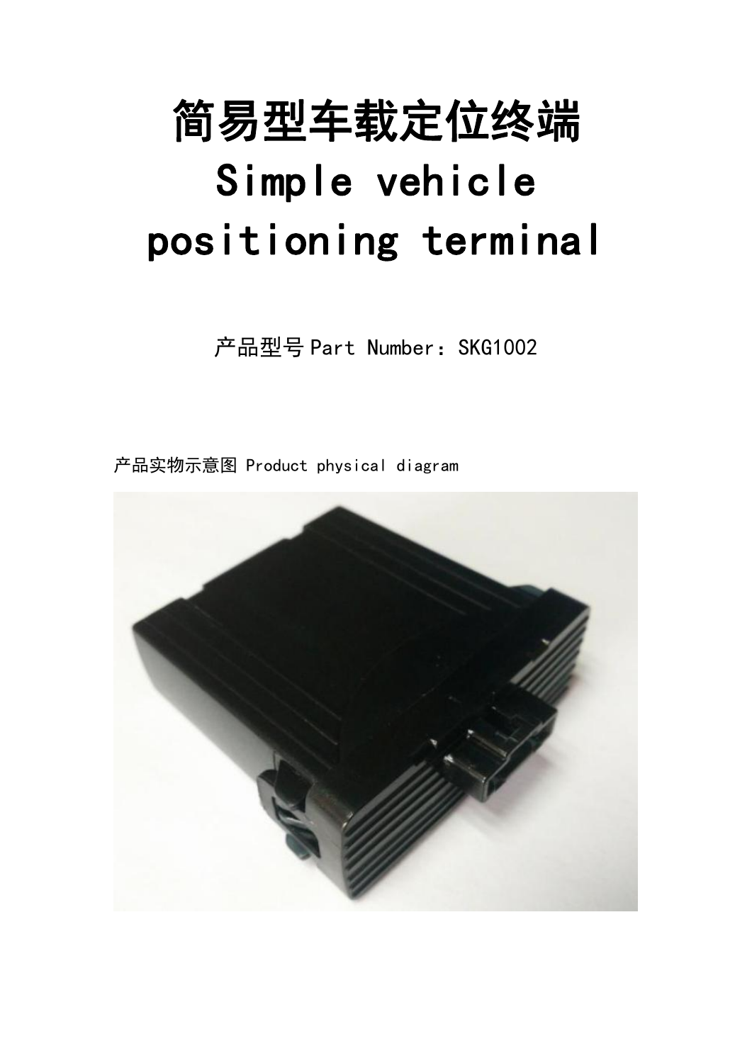# 简易型车载定位终端

# Simple vehicle positioning terminal

产品型号 Part Number：SKG1002

产品实物示意图 Product physical diagram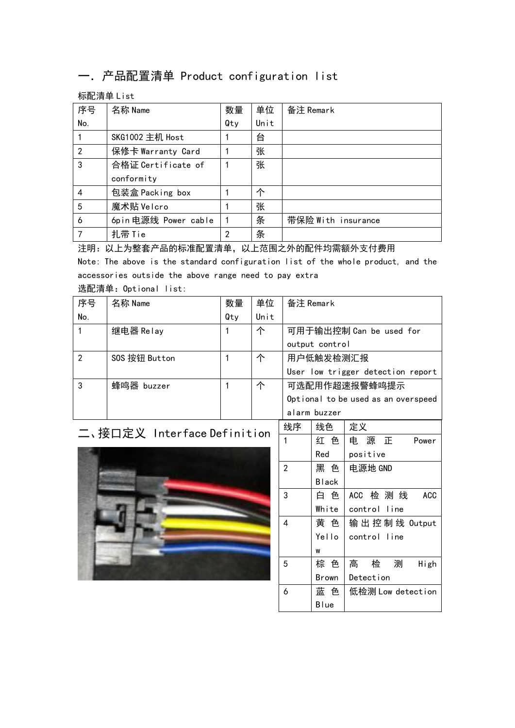# 一. 产品配置清单 Product configuration list

标配清单 List

| 序号 No. | 名称 Name | 数量 Qty | 单位 Unit | 备注 Remark |
|---|---|---|---|---|
| 1 | SKG1002 主机 Host | 1 | 台 | |
| 2 | 保修卡 Warranty Card | 1 | 张 | |
| 3 | 合格证 Certificate of conformity | 1 | 张 | |
| 4 | 包装盒 Packing box | 1 | 个 | |
| 5 | 魔术贴 Velcro | 1 | 张 | |
| 6 | 6pin 电源线 Power cable | 1 | 条 | 带保险 With insurance |
| 7 | 扎带 Tie | 2 | 条 | |

注明：以上为整套产品的标准配置清单，以上范围之外的配件均需额外支付费用

Note: The above is the standard configuration list of the whole product, and the accessories outside the above range need to pay extra

选配清单：Optional list:

| 序号 No. | 名称 Name | 数量 Qty | 单位 Unit | 备注 Remark |
|---|---|---|---|---|
| 1 | 继电器 Relay | 1 | 个 | 可用于输出控制 Can be used for output control |
| 2 | SOS 按钮 Button | 1 | 个 | 用户低触发检测汇报 User low trigger detection report |
| 3 | 蜂鸣器 buzzer | 1 | 个 | 可选配用作超速报警蜂鸣提示 Optional to be used as an overspeed alarm buzzer |

## 二、接口定义 Interface Definition

| 线序 | 线色 | 定义 |
|---|---|---|
| 1 | 红色 Red | 电源正 Power positive |
| 2 | 黑色 Black | 电源地 GND |
| 3 | 白色 White | ACC 检测线 ACC control line |
| 4 | 黄色 Yellow | 输出控制线 Output control line |
| 5 | 棕色 Brown | 高检测 High Detection |
| 6 | 蓝色 Blue | 低检测 Low detection |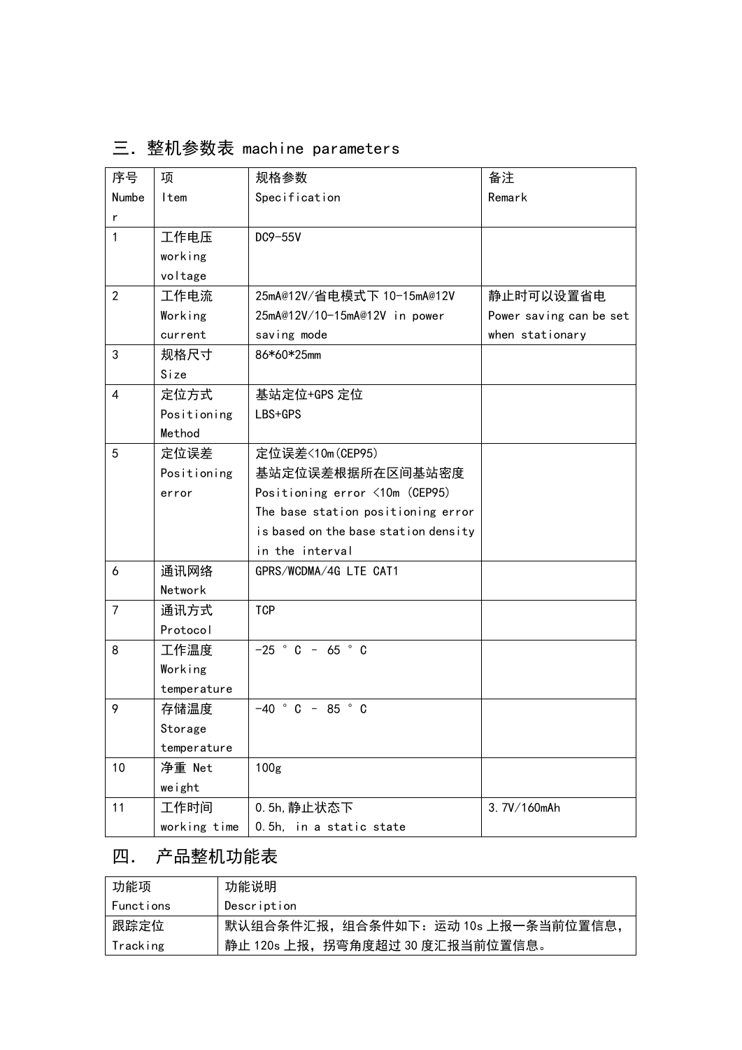## 三．整机参数表 machine parameters

| 序号 Number | 项 Item | 规格参数 Specification | 备注 Remark |
|---|---|---|---|
| 1 | 工作电压 working voltage | DC9-55V | |
| 2 | 工作电流 Working current | 25mA@12V/省电模式下 10-15mA@12V 25mA@12V/10-15mA@12V in power saving mode | 静止时可以设置省电 Power saving can be set when stationary |
| 3 | 规格尺寸 Size | 86*60*25mm | |
| 4 | 定位方式 Positioning Method | 基站定位+GPS 定位 LBS+GPS | |
| 5 | 定位误差 Positioning error | 定位误差<10m(CEP95) 基站定位误差根据所在区间基站密度 Positioning error <10m (CEP95) The base station positioning error is based on the base station density in the interval | |
| 6 | 通讯网络 Network | GPRS/WCDMA/4G LTE CAT1 | |
| 7 | 通讯方式 Protocol | TCP | |
| 8 | 工作温度 Working temperature | -25 ° C – 65 ° C | |
| 9 | 存储温度 Storage temperature | -40 ° C – 85 ° C | |
| 10 | 净重 Net weight | 100g | |
| 11 | 工作时间 working time | 0.5h,静止状态下 0.5h, in a static state | 3.7V/160mAh |

## 四． 产品整机功能表

| 功能项 Functions | 功能说明 Description |
|---|---|
| 跟踪定位 Tracking | 默认组合条件汇报，组合条件如下：运动 10s 上报一条当前位置信息，静止 120s 上报，拐弯角度超过 30 度汇报当前位置信息。 |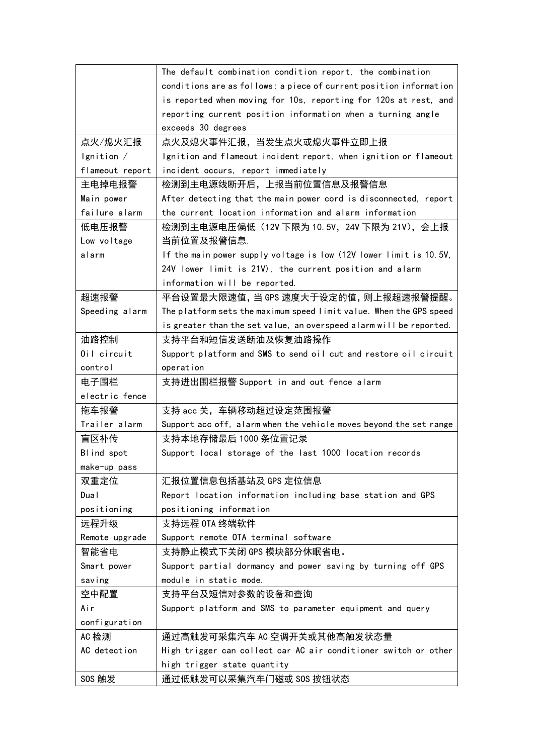| | |
|---|---|
| | The default combination condition report, the combination conditions are as follows: a piece of current position information is reported when moving for 10s, reporting for 120s at rest, and reporting current position information when a turning angle exceeds 30 degrees |
| 点火/熄火汇报 Ignition / flameout report | 点火及熄火事件汇报，当发生点火或熄火事件立即上报 Ignition and flameout incident report, when ignition or flameout incident occurs, report immediately |
| 主电掉电报警 Main power failure alarm | 检测到主电源线断开后，上报当前位置信息及报警信息 After detecting that the main power cord is disconnected, report the current location information and alarm information |
| 低电压报警 Low voltage alarm | 检测到主电源电压偏低（12V 下限为 10.5V，24V 下限为 21V），会上报当前位置及报警信息. If the main power supply voltage is low (12V lower limit is 10.5V, 24V lower limit is 21V), the current position and alarm information will be reported. |
| 超速报警 Speeding alarm | 平台设置最大限速值，当 GPS 速度大于设定的值，则上报超速报警提醒。The platform sets the maximum speed limit value. When the GPS speed is greater than the set value, an overspeed alarm will be reported. |
| 油路控制 Oil circuit control | 支持平台和短信发送断油及恢复油路操作 Support platform and SMS to send oil cut and restore oil circuit operation |
| 电子围栏 electric fence | 支持进出围栏报警 Support in and out fence alarm |
| 拖车报警 Trailer alarm | 支持 acc 关，车辆移动超过设定范围报警 Support acc off, alarm when the vehicle moves beyond the set range |
| 盲区补传 Blind spot make-up pass | 支持本地存储最后 1000 条位置记录 Support local storage of the last 1000 location records |
| 双重定位 Dual positioning | 汇报位置信息包括基站及 GPS 定位信息 Report location information including base station and GPS positioning information |
| 远程升级 Remote upgrade | 支持远程 OTA 终端软件 Support remote OTA terminal software |
| 智能省电 Smart power saving | 支持静止模式下关闭 GPS 模块部分休眠省电。Support partial dormancy and power saving by turning off GPS module in static mode. |
| 空中配置 Air configuration | 支持平台及短信对参数的设备和查询 Support platform and SMS to parameter equipment and query |
| AC 检测 AC detection | 通过高触发可采集汽车 AC 空调开关或其他高触发状态量 High trigger can collect car AC air conditioner switch or other high trigger state quantity |
| SOS 触发 | 通过低触发可以采集汽车门磁或 SOS 按钮状态 |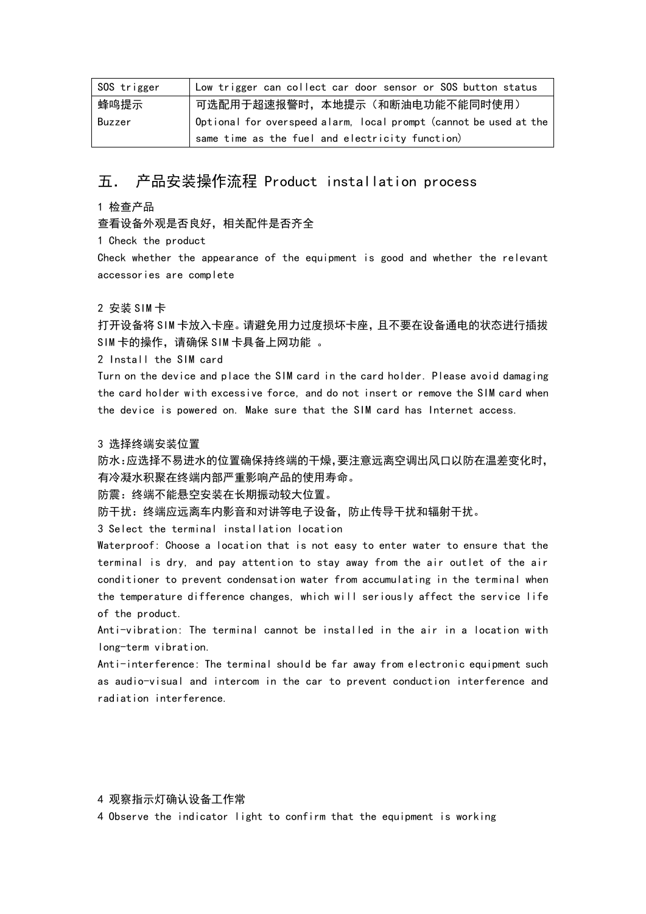| SOS trigger | Low trigger can collect car door sensor or SOS button status |
| --- | --- |
| 蜂鸣提示<br>Buzzer | 可选配用于超速报警时，本地提示（和断油电功能不能同时使用）<br>Optional for overspeed alarm, local prompt (cannot be used at the same time as the fuel and electricity function) |

## 五． 产品安装操作流程 Product installation process

1 检查产品

查看设备外观是否良好，相关配件是否齐全

1 Check the product

Check whether the appearance of the equipment is good and whether the relevant accessories are complete

2 安装SIM卡

打开设备将SIM卡放入卡座。请避免用力过度损坏卡座，且不要在设备通电的状态进行插拔SIM卡的操作，请确保SIM卡具备上网功能 。

2 Install the SIM card

Turn on the device and place the SIM card in the card holder. Please avoid damaging the card holder with excessive force, and do not insert or remove the SIM card when the device is powered on. Make sure that the SIM card has Internet access.

3 选择终端安装位置

防水:应选择不易进水的位置确保持终端的干燥,要注意远离空调出风口以防在温差变化时,有冷凝水积聚在终端内部严重影响产品的使用寿命。

防震：终端不能悬空安装在长期振动较大位置。

防干扰：终端应远离车内影音和对讲等电子设备，防止传导干扰和辐射干扰。

3 Select the terminal installation location

Waterproof: Choose a location that is not easy to enter water to ensure that the terminal is dry, and pay attention to stay away from the air outlet of the air conditioner to prevent condensation water from accumulating in the terminal when the temperature difference changes, which will seriously affect the service life of the product.

Anti-vibration: The terminal cannot be installed in the air in a location with long-term vibration.

Anti-interference: The terminal should be far away from electronic equipment such as audio-visual and intercom in the car to prevent conduction interference and radiation interference.

4 观察指示灯确认设备工作常

4 Observe the indicator light to confirm that the equipment is working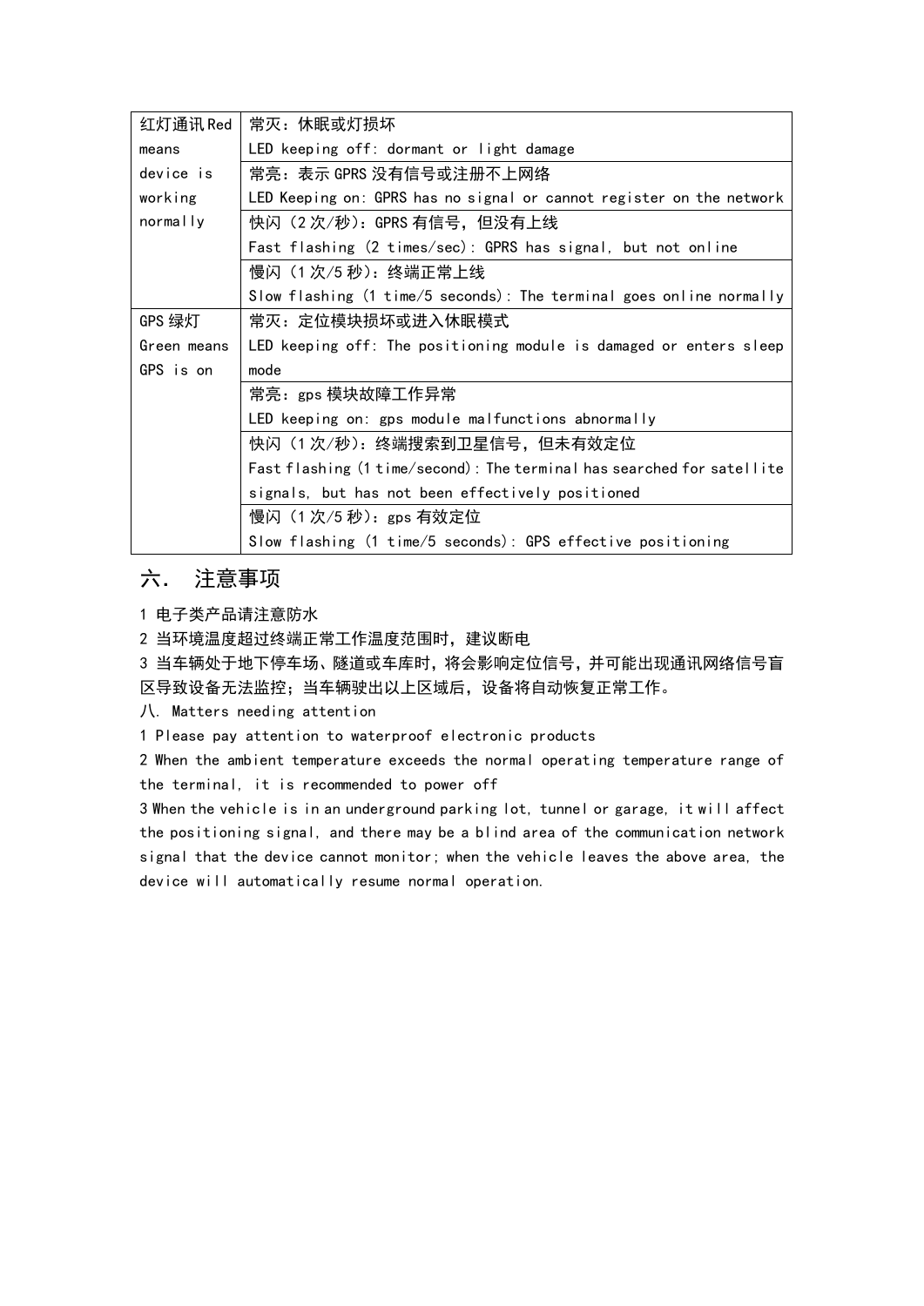| | |
|---|---|
| 红灯通讯 Red means device is working normally | 常灭：休眠或灯损坏<br>LED keeping off: dormant or light damage |
| | 常亮：表示 GPRS 没有信号或注册不上网络<br>LED Keeping on: GPRS has no signal or cannot register on the network |
| | 快闪（2 次/秒）：GPRS 有信号，但没有上线<br>Fast flashing (2 times/sec): GPRS has signal, but not online |
| | 慢闪（1 次/5 秒）：终端正常上线<br>Slow flashing (1 time/5 seconds): The terminal goes online normally |
| GPS 绿灯 Green means GPS is on | 常灭：定位模块损坏或进入休眠模式<br>LED keeping off: The positioning module is damaged or enters sleep mode |
| | 常亮：gps 模块故障工作异常<br>LED keeping on: gps module malfunctions abnormally |
| | 快闪（1 次/秒）：终端搜索到卫星信号，但未有效定位<br>Fast flashing (1 time/second): The terminal has searched for satellite signals, but has not been effectively positioned |
| | 慢闪（1 次/5 秒）：gps 有效定位<br>Slow flashing (1 time/5 seconds): GPS effective positioning |

## 六. 注意事项

1 电子类产品请注意防水

2 当环境温度超过终端正常工作温度范围时，建议断电

3 当车辆处于地下停车场、隧道或车库时，将会影响定位信号，并可能出现通讯网络信号盲区导致设备无法监控；当车辆驶出以上区域后，设备将自动恢复正常工作。

八. Matters needing attention

1 Please pay attention to waterproof electronic products

2 When the ambient temperature exceeds the normal operating temperature range of the terminal, it is recommended to power off

3 When the vehicle is in an underground parking lot, tunnel or garage, it will affect the positioning signal, and there may be a blind area of the communication network signal that the device cannot monitor; when the vehicle leaves the above area, the device will automatically resume normal operation.